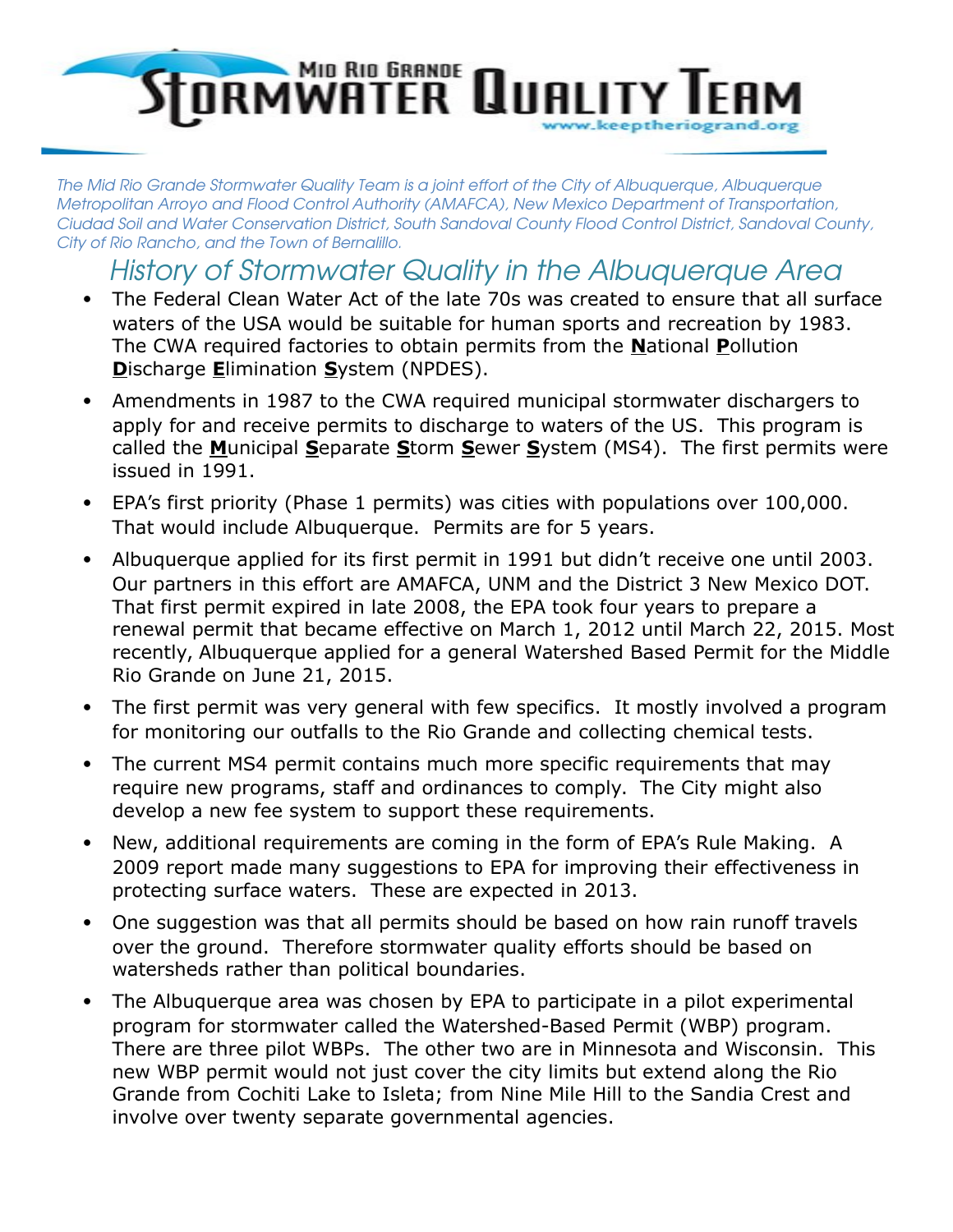# Mid Rio Grande Stormwater Quality Team

www.keeptheriogrand.org

*The Mid Rio Grande Stormwater Quality Team is a joint effort of the City of Albuquerque, Albuquerque Metropolitan Arroyo and Flood Control Authority (AMAFCA), New Mexico Department of Transportation, Ciudad Soil and Water Conservation District, South Sandoval County Flood Control District, Sandoval County, City of Rio Rancho, and the Town of Bernalillo.*

## History of Stormwater Quality in the Albuquerque Area

- The Federal Clean Water Act of the late 70s was created to ensure that all surface waters of the USA would be suitable for human sports and recreation by 1983. The CWA required factories to obtain permits from the **N**ational **P**ollution **D**ischarge **E**limination **S**ystem (NPDES).
- Amendments in 1987 to the CWA required municipal stormwater dischargers to apply for and receive permits to discharge to waters of the US. This program is called the **M**unicipal **S**eparate **S**torm **S**ewer **S**ystem (MS4). The first permits were issued in 1991.
- EPA's first priority (Phase 1 permits) was cities with populations over 100,000. That would include Albuquerque. Permits are for 5 years.
- Albuquerque applied for its first permit in 1991 but didn't receive one until 2003. Our partners in this effort are AMAFCA, UNM and the District 3 New Mexico DOT. That first permit expired in late 2008, the EPA took four years to prepare a renewal permit that became effective on March 1, 2012 until March 22, 2015. Most recently, Albuquerque applied for a general Watershed Based Permit for the Middle Rio Grande on June 21, 2015.
- The first permit was very general with few specifics. It mostly involved a program for monitoring our outfalls to the Rio Grande and collecting chemical tests.
- The current MS4 permit contains much more specific requirements that may require new programs, staff and ordinances to comply. The City might also develop a new fee system to support these requirements.
- New, additional requirements are coming in the form of EPA's Rule Making. A 2009 report made many suggestions to EPA for improving their effectiveness in protecting surface waters. These are expected in 2013.
- One suggestion was that all permits should be based on how rain runoff travels over the ground. Therefore stormwater quality efforts should be based on watersheds rather than political boundaries.
- The Albuquerque area was chosen by EPA to participate in a pilot experimental program for stormwater called the Watershed-Based Permit (WBP) program. There are three pilot WBPs. The other two are in Minnesota and Wisconsin. This new WBP permit would not just cover the city limits but extend along the Rio Grande from Cochiti Lake to Isleta; from Nine Mile Hill to the Sandia Crest and involve over twenty separate governmental agencies.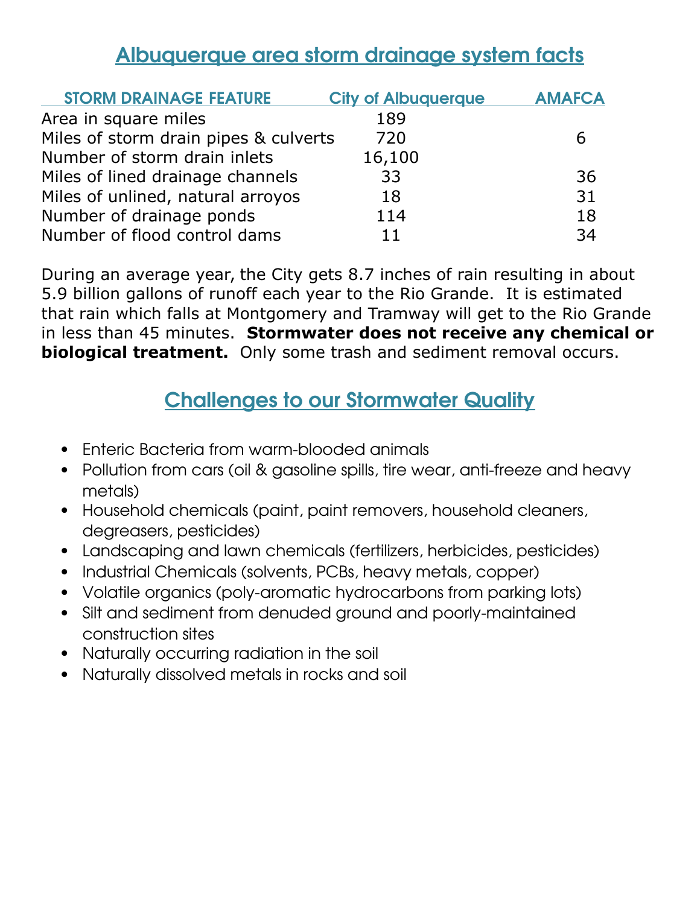## Albuquerque area storm drainage system facts

| STORM DRAINAGE FEATURE | City of Albuquerque | AMAFCA |
| --- | --- | --- |
| Area in square miles | 189 | |
| Miles of storm drain pipes & culverts | 720 | 6 |
| Number of storm drain inlets | 16,100 | |
| Miles of lined drainage channels | 33 | 36 |
| Miles of unlined, natural arroyos | 18 | 31 |
| Number of drainage ponds | 114 | 18 |
| Number of flood control dams | 11 | 34 |

During an average year, the City gets 8.7 inches of rain resulting in about 5.9 billion gallons of runoff each year to the Rio Grande. It is estimated that rain which falls at Montgomery and Tramway will get to the Rio Grande in less than 45 minutes. **Stormwater does not receive any chemical or biological treatment.** Only some trash and sediment removal occurs.

## Challenges to our Stormwater Quality

- Enteric Bacteria from warm-blooded animals
- Pollution from cars (oil & gasoline spills, tire wear, anti-freeze and heavy metals)
- Household chemicals (paint, paint removers, household cleaners, degreasers, pesticides)
- Landscaping and lawn chemicals (fertilizers, herbicides, pesticides)
- Industrial Chemicals (solvents, PCBs, heavy metals, copper)
- Volatile organics (poly-aromatic hydrocarbons from parking lots)
- Silt and sediment from denuded ground and poorly-maintained construction sites
- Naturally occurring radiation in the soil
- Naturally dissolved metals in rocks and soil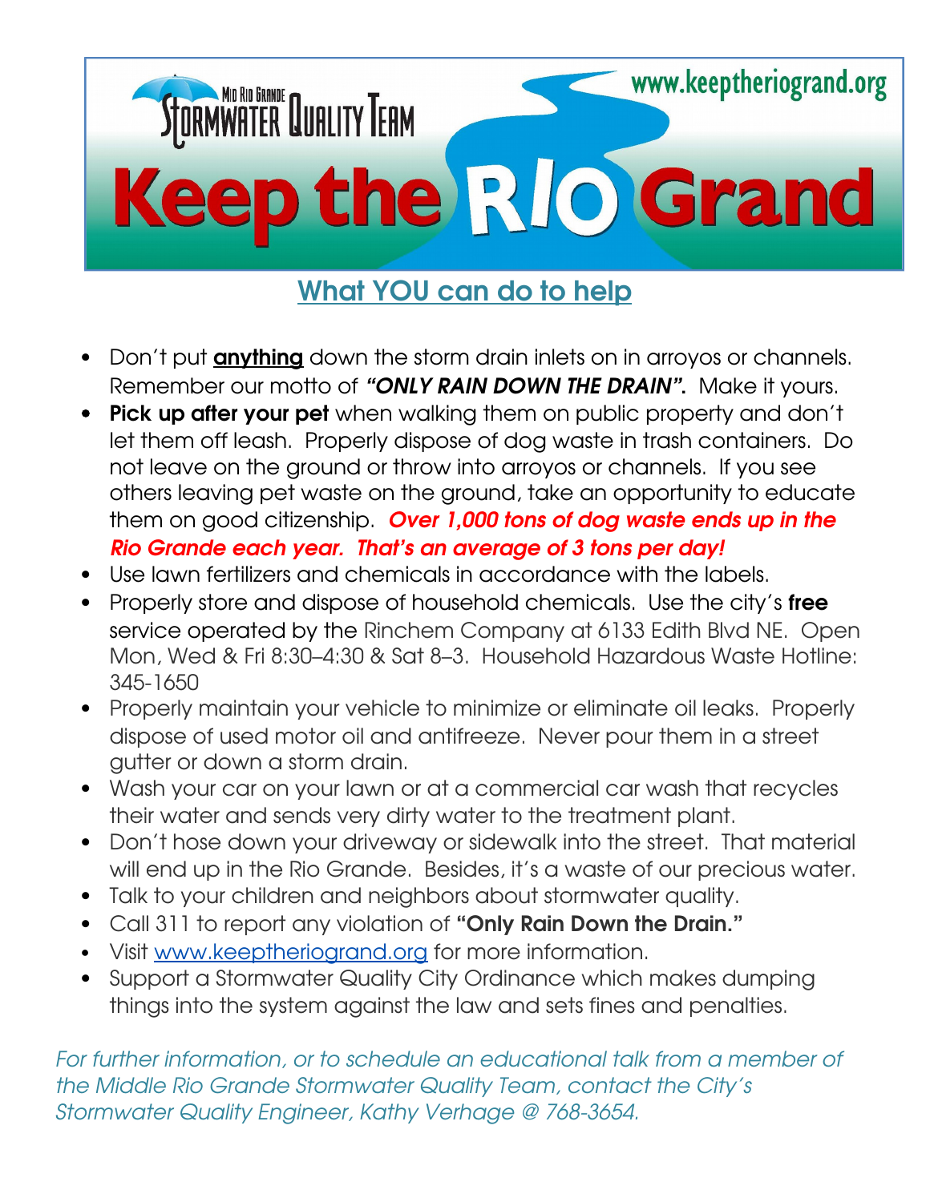Mid Rio Grande Stormwater Quality Team

www.keeptheriogrand.org

# Keep the RIO Grand

## What YOU can do to help

- Don't put **anything** down the storm drain inlets on in arroyos or channels. Remember our motto of ***"ONLY RAIN DOWN THE DRAIN".*** Make it yours.
- **Pick up after your pet** when walking them on public property and don't let them off leash. Properly dispose of dog waste in trash containers. Do not leave on the ground or throw into arroyos or channels. If you see others leaving pet waste on the ground, take an opportunity to educate them on good citizenship. ***Over 1,000 tons of dog waste ends up in the Rio Grande each year. That's an average of 3 tons per day!***
- Use lawn fertilizers and chemicals in accordance with the labels.
- Properly store and dispose of household chemicals. Use the city's **free** service operated by the Rinchem Company at 6133 Edith Blvd NE. Open Mon, Wed & Fri 8:30–4:30 & Sat 8–3. Household Hazardous Waste Hotline: 345-1650
- Properly maintain your vehicle to minimize or eliminate oil leaks. Properly dispose of used motor oil and antifreeze. Never pour them in a street gutter or down a storm drain.
- Wash your car on your lawn or at a commercial car wash that recycles their water and sends very dirty water to the treatment plant.
- Don't hose down your driveway or sidewalk into the street. That material will end up in the Rio Grande. Besides, it's a waste of our precious water.
- Talk to your children and neighbors about stormwater quality.
- Call 311 to report any violation of **"Only Rain Down the Drain."**
- Visit www.keeptheriogrand.org for more information.
- Support a Stormwater Quality City Ordinance which makes dumping things into the system against the law and sets fines and penalties.

*For further information, or to schedule an educational talk from a member of the Middle Rio Grande Stormwater Quality Team, contact the City's Stormwater Quality Engineer, Kathy Verhage @ 768-3654.*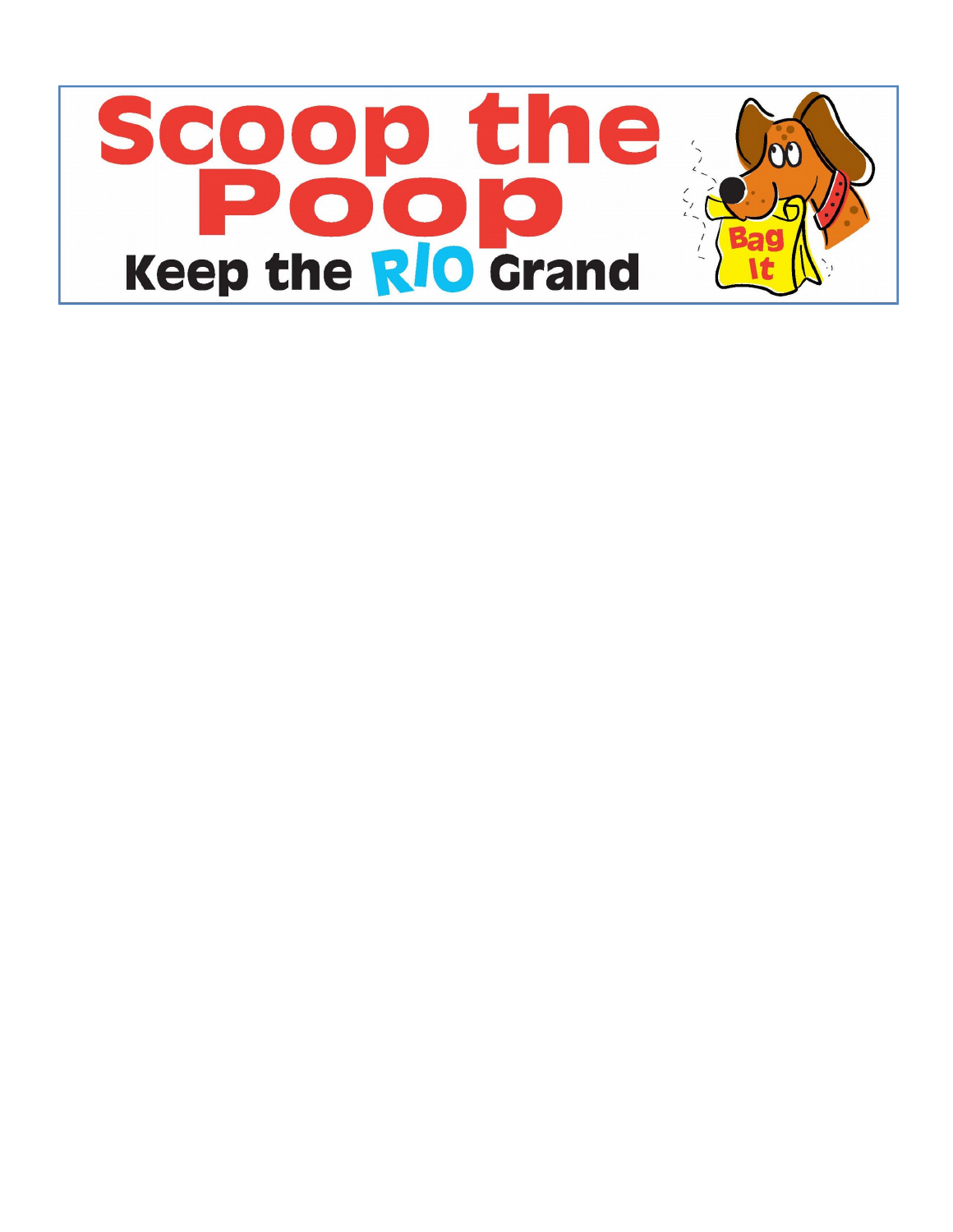# Scoop the Poop

**Keep the RIO Grand**

Bag It